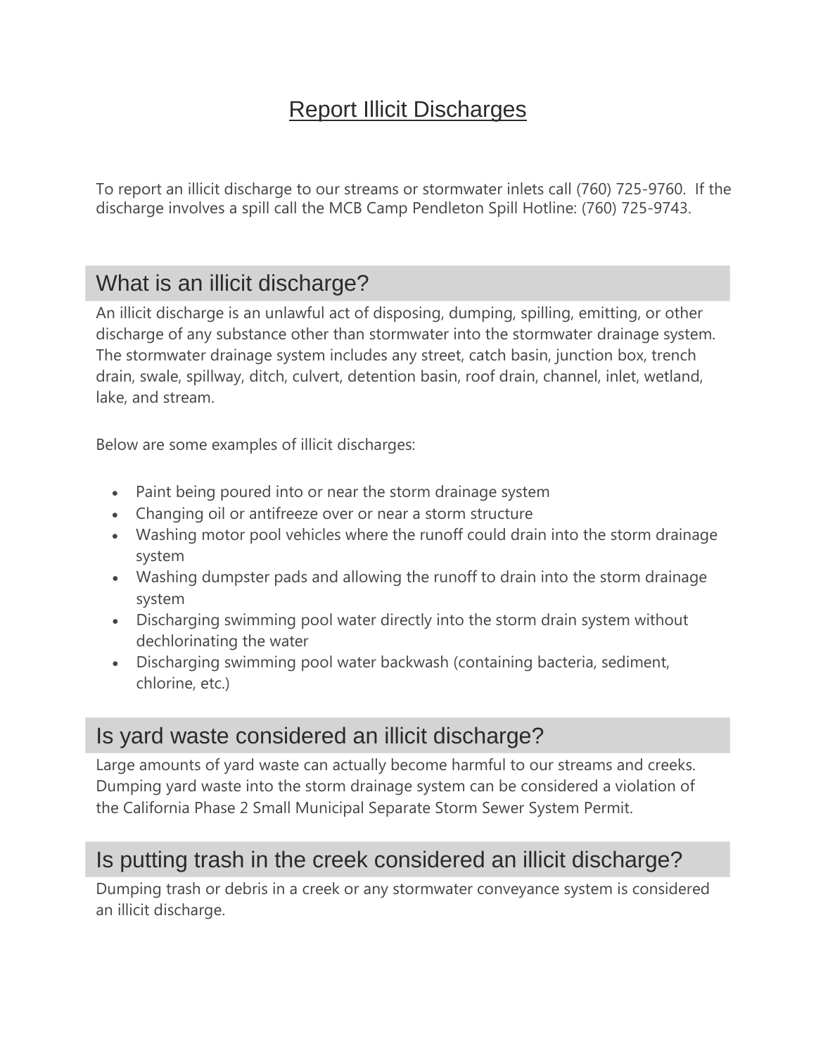# Report Illicit Discharges

To report an illicit discharge to our streams or stormwater inlets call (760) 725-9760. If the discharge involves a spill call the MCB Camp Pendleton Spill Hotline: (760) 725-9743.

## What is an illicit discharge?

An illicit discharge is an unlawful act of disposing, dumping, spilling, emitting, or other discharge of any substance other than stormwater into the stormwater drainage system. The stormwater drainage system includes any street, catch basin, junction box, trench drain, swale, spillway, ditch, culvert, detention basin, roof drain, channel, inlet, wetland, lake, and stream.

Below are some examples of illicit discharges:

- Paint being poured into or near the storm drainage system
- Changing oil or antifreeze over or near a storm structure
- Washing motor pool vehicles where the runoff could drain into the storm drainage system
- Washing dumpster pads and allowing the runoff to drain into the storm drainage system
- Discharging swimming pool water directly into the storm drain system without dechlorinating the water
- Discharging swimming pool water backwash (containing bacteria, sediment, chlorine, etc.)

## Is yard waste considered an illicit discharge?

Large amounts of yard waste can actually become harmful to our streams and creeks. Dumping yard waste into the storm drainage system can be considered a violation of the California Phase 2 Small Municipal Separate Storm Sewer System Permit.

## Is putting trash in the creek considered an illicit discharge?

Dumping trash or debris in a creek or any stormwater conveyance system is considered an illicit discharge.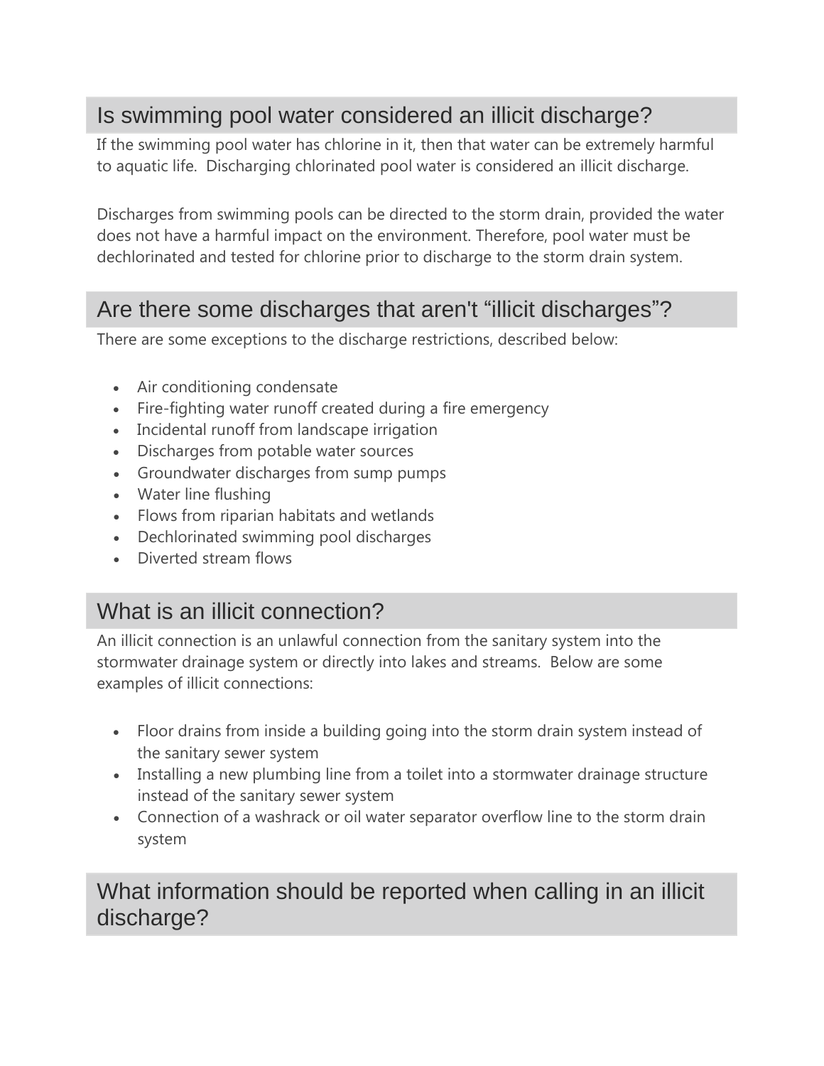## Is swimming pool water considered an illicit discharge?

If the swimming pool water has chlorine in it, then that water can be extremely harmful to aquatic life.  Discharging chlorinated pool water is considered an illicit discharge.

Discharges from swimming pools can be directed to the storm drain, provided the water does not have a harmful impact on the environment. Therefore, pool water must be dechlorinated and tested for chlorine prior to discharge to the storm drain system.

## Are there some discharges that aren't “illicit discharges”?

There are some exceptions to the discharge restrictions, described below:

- Air conditioning condensate
- Fire-fighting water runoff created during a fire emergency
- Incidental runoff from landscape irrigation
- Discharges from potable water sources
- Groundwater discharges from sump pumps
- Water line flushing
- Flows from riparian habitats and wetlands
- Dechlorinated swimming pool discharges
- Diverted stream flows

## What is an illicit connection?

An illicit connection is an unlawful connection from the sanitary system into the stormwater drainage system or directly into lakes and streams.  Below are some examples of illicit connections:

- Floor drains from inside a building going into the storm drain system instead of the sanitary sewer system
- Installing a new plumbing line from a toilet into a stormwater drainage structure instead of the sanitary sewer system
- Connection of a washrack or oil water separator overflow line to the storm drain system

## What information should be reported when calling in an illicit discharge?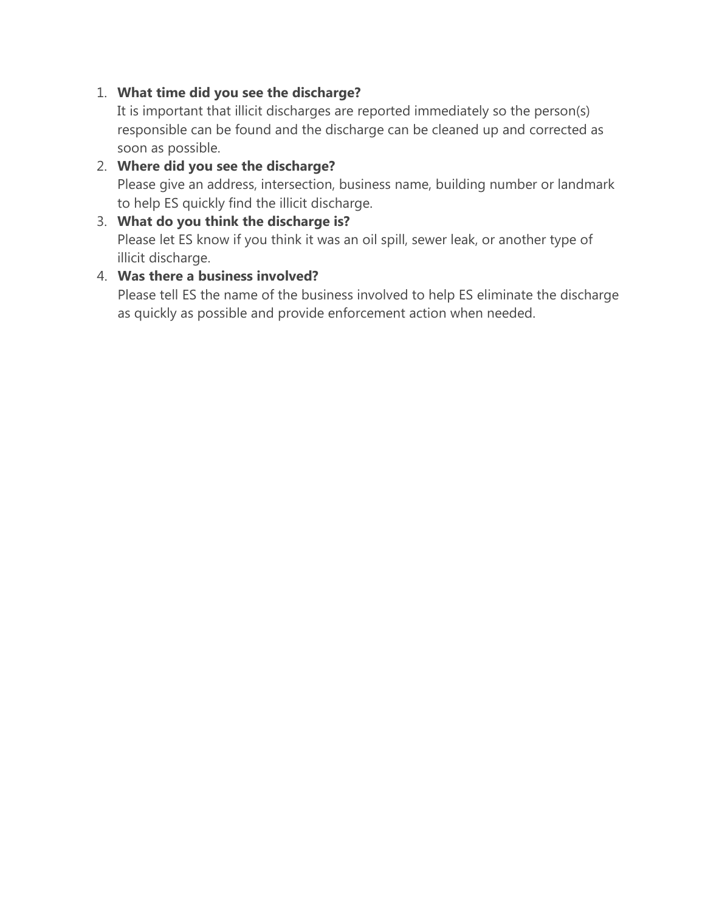1. **What time did you see the discharge?**
   It is important that illicit discharges are reported immediately so the person(s) responsible can be found and the discharge can be cleaned up and corrected as soon as possible.
2. **Where did you see the discharge?**
   Please give an address, intersection, business name, building number or landmark to help ES quickly find the illicit discharge.
3. **What do you think the discharge is?**
   Please let ES know if you think it was an oil spill, sewer leak, or another type of illicit discharge.
4. **Was there a business involved?**
   Please tell ES the name of the business involved to help ES eliminate the discharge as quickly as possible and provide enforcement action when needed.